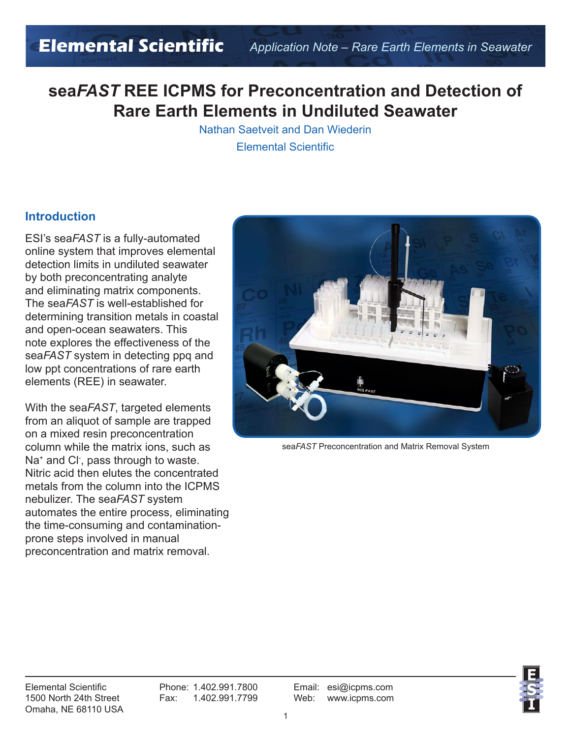# sea*FAST* REE ICPMS for Preconcentration and Detection of Rare Earth Elements in Undiluted Seawater

Nathan Saetveit and Dan Wiederin

Elemental Scientific

## Introduction

ESI's sea*FAST* is a fully-automated online system that improves elemental detection limits in undiluted seawater by both preconcentrating analyte and eliminating matrix components. The sea*FAST* is well-established for determining transition metals in coastal and open-ocean seawaters. This note explores the effectiveness of the sea*FAST* system in detecting ppq and low ppt concentrations of rare earth elements (REE) in seawater.

With the sea*FAST*, targeted elements from an aliquot of sample are trapped on a mixed resin preconcentration column while the matrix ions, such as $Na^+$ and $Cl^-$, pass through to waste. Nitric acid then elutes the concentrated metals from the column into the ICPMS nebulizer. The sea*FAST* system automates the entire process, eliminating the time-consuming and contamination-prone steps involved in manual preconcentration and matrix removal.

sea*FAST* Preconcentration and Matrix Removal System

Elemental Scientific
1500 North 24th Street
Omaha, NE 68110 USA

Phone: 1.402.991.7800
Fax: 1.402.991.7799

Email: esi@icpms.com
Web: www.icpms.com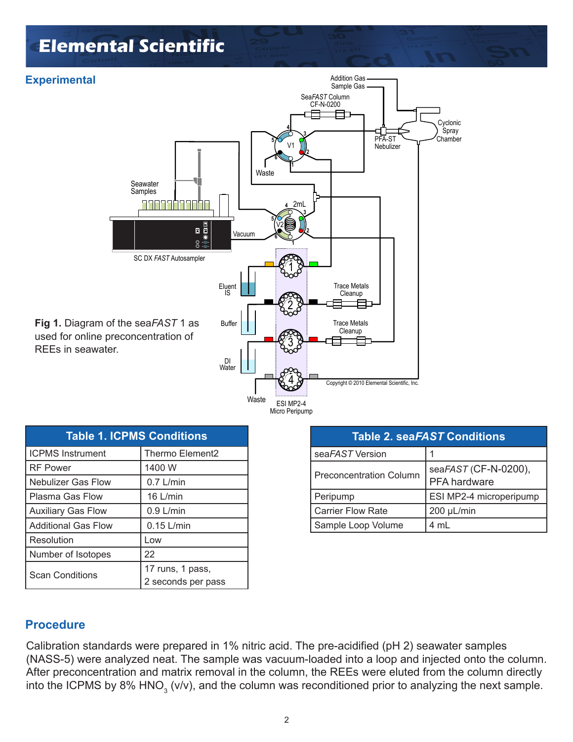## Experimental

**Fig 1.** Diagram of the sea*FAST* 1 as used for online preconcentration of REEs in seawater.

| Table 1. ICPMS Conditions | |
|---|---|
| ICPMS Instrument | Thermo Element2 |
| RF Power | 1400 W |
| Nebulizer Gas Flow | 0.7 L/min |
| Plasma Gas Flow | 16 L/min |
| Auxiliary Gas Flow | 0.9 L/min |
| Additional Gas Flow | 0.15 L/min |
| Resolution | Low |
| Number of Isotopes | 22 |
| Scan Conditions | 17 runs, 1 pass, 2 seconds per pass |

| Table 2. sea*FAST* Conditions | |
|---|---|
| sea*FAST* Version | 1 |
| Preconcentration Column | sea*FAST* (CF-N-0200), PFA hardware |
| Peripump | ESI MP2-4 microperipump |
| Carrier Flow Rate | 200 µL/min |
| Sample Loop Volume | 4 mL |

## Procedure

Calibration standards were prepared in 1% nitric acid. The pre-acidified (pH 2) seawater samples (NASS-5) were analyzed neat. The sample was vacuum-loaded into a loop and injected onto the column. After preconcentration and matrix removal in the column, the REEs were eluted from the column directly into the ICPMS by 8% $HNO_3$ (v/v), and the column was reconditioned prior to analyzing the next sample.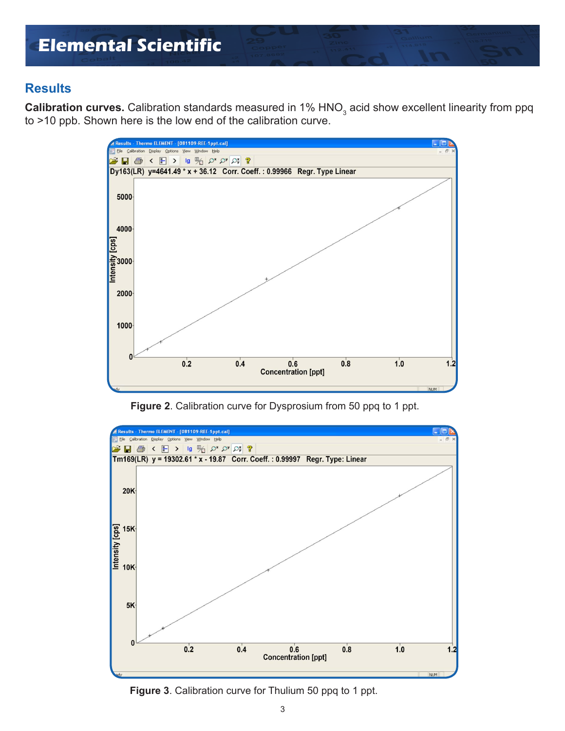## Results

**Calibration curves.** Calibration standards measured in 1% $HNO_3$ acid show excellent linearity from ppq to >10 ppb. Shown here is the low end of the calibration curve.

**Figure 2**. Calibration curve for Dysprosium from 50 ppq to 1 ppt.

**Figure 3**. Calibration curve for Thulium 50 ppq to 1 ppt.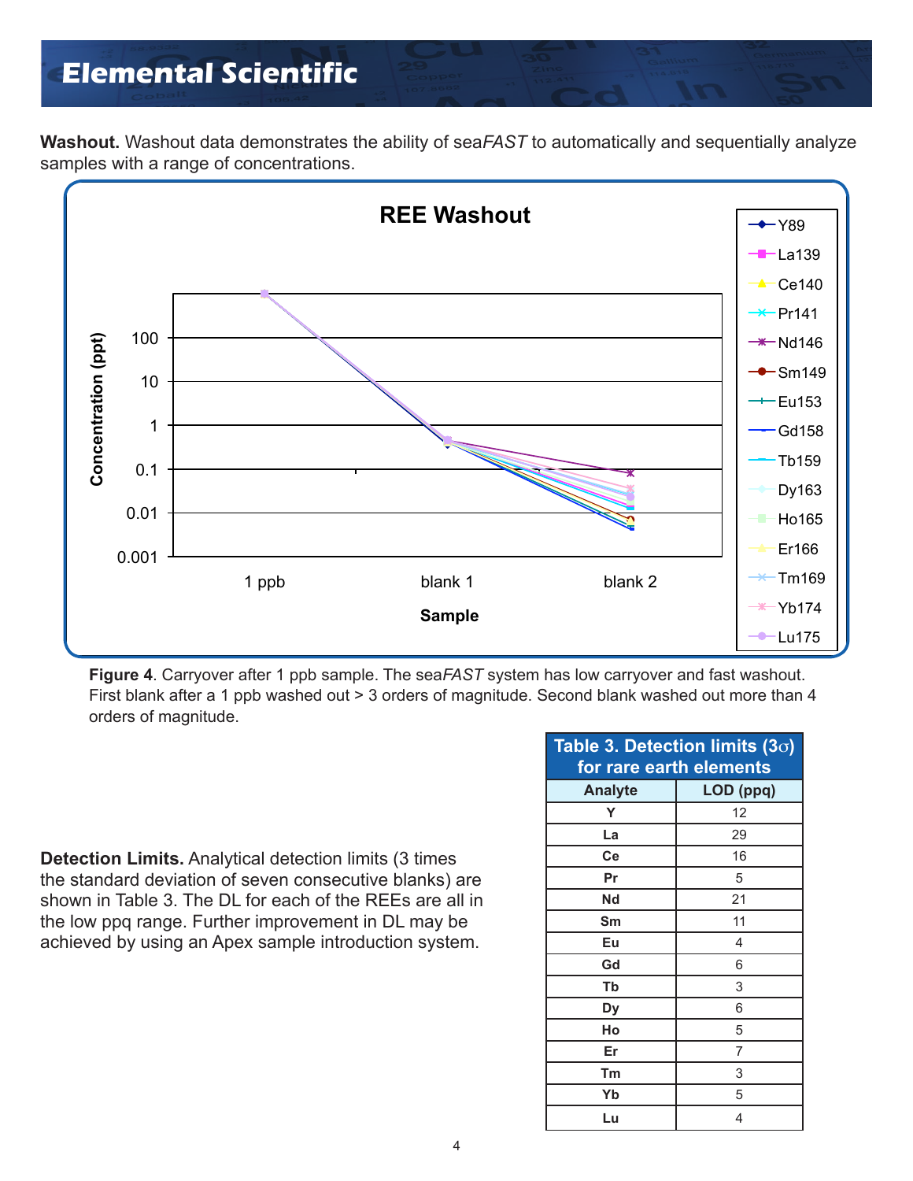**Washout.** Washout data demonstrates the ability of sea*FAST* to automatically and sequentially analyze samples with a range of concentrations.

**Figure 4**. Carryover after 1 ppb sample. The sea*FAST* system has low carryover and fast washout. First blank after a 1 ppb washed out > 3 orders of magnitude. Second blank washed out more than 4 orders of magnitude.

**Detection Limits.** Analytical detection limits (3 times the standard deviation of seven consecutive blanks) are shown in Table 3. The DL for each of the REEs are all in the low ppq range. Further improvement in DL may be achieved by using an Apex sample introduction system.

**Table 3. Detection limits (3σ) for rare earth elements**

| Analyte | LOD (ppq) |
|---|---|
| Y | 12 |
| La | 29 |
| Ce | 16 |
| Pr | 5 |
| Nd | 21 |
| Sm | 11 |
| Eu | 4 |
| Gd | 6 |
| Tb | 3 |
| Dy | 6 |
| Ho | 5 |
| Er | 7 |
| Tm | 3 |
| Yb | 5 |
| Lu | 4 |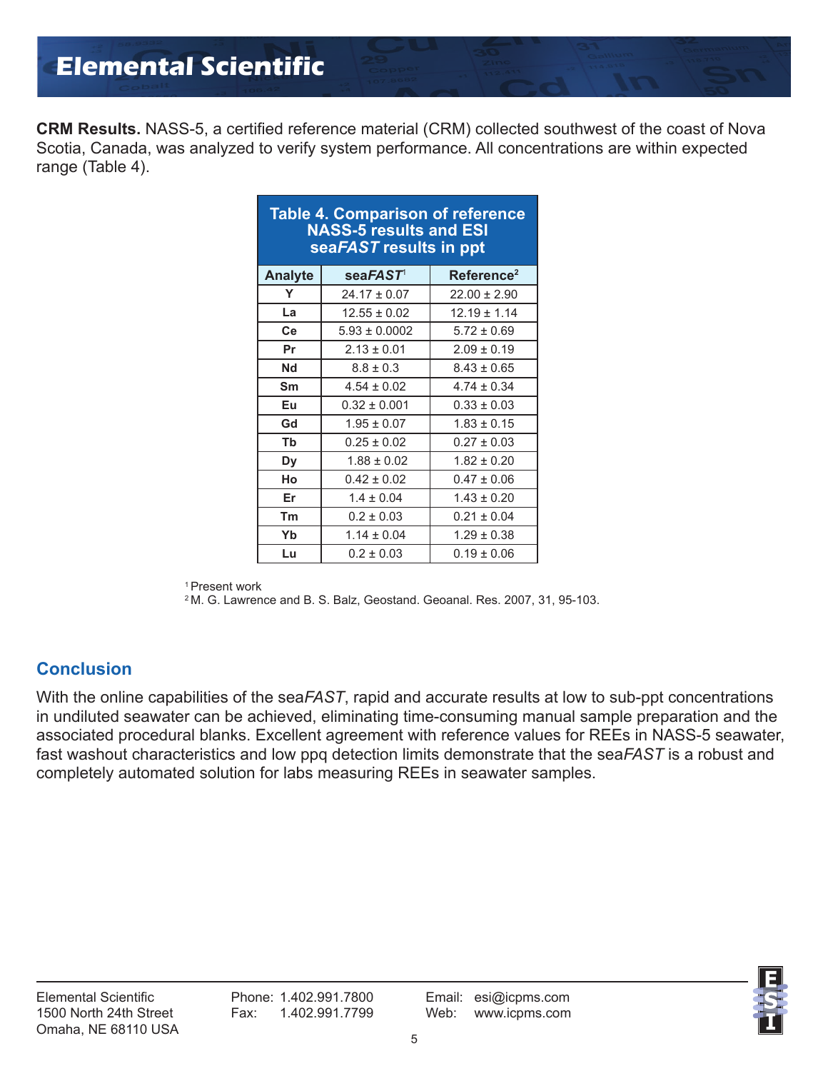**CRM Results.** NASS-5, a certified reference material (CRM) collected southwest of the coast of Nova Scotia, Canada, was analyzed to verify system performance. All concentrations are within expected range (Table 4).

**Table 4. Comparison of reference NASS-5 results and ESI sea*FAST* results in ppt**

| Analyte | sea*FAST*[1] | Reference[2] |
|---|---|---|
| Y | 24.17 ± 0.07 | 22.00 ± 2.90 |
| La | 12.55 ± 0.02 | 12.19 ± 1.14 |
| Ce | 5.93 ± 0.0002 | 5.72 ± 0.69 |
| Pr | 2.13 ± 0.01 | 2.09 ± 0.19 |
| Nd | 8.8 ± 0.3 | 8.43 ± 0.65 |
| Sm | 4.54 ± 0.02 | 4.74 ± 0.34 |
| Eu | 0.32 ± 0.001 | 0.33 ± 0.03 |
| Gd | 1.95 ± 0.07 | 1.83 ± 0.15 |
| Tb | 0.25 ± 0.02 | 0.27 ± 0.03 |
| Dy | 1.88 ± 0.02 | 1.82 ± 0.20 |
| Ho | 0.42 ± 0.02 | 0.47 ± 0.06 |
| Er | 1.4 ± 0.04 | 1.43 ± 0.20 |
| Tm | 0.2 ± 0.03 | 0.21 ± 0.04 |
| Yb | 1.14 ± 0.04 | 1.29 ± 0.38 |
| Lu | 0.2 ± 0.03 | 0.19 ± 0.06 |

[1] Present work
[2] M. G. Lawrence and B. S. Balz, Geostand. Geoanal. Res. 2007, 31, 95-103.

## Conclusion

With the online capabilities of the sea*FAST*, rapid and accurate results at low to sub-ppt concentrations in undiluted seawater can be achieved, eliminating time-consuming manual sample preparation and the associated procedural blanks. Excellent agreement with reference values for REEs in NASS-5 seawater, fast washout characteristics and low ppq detection limits demonstrate that the sea*FAST* is a robust and completely automated solution for labs measuring REEs in seawater samples.

Elemental Scientific
1500 North 24th Street
Omaha, NE 68110 USA

Phone: 1.402.991.7800
Fax: 1.402.991.7799

Email: esi@icpms.com
Web: www.icpms.com